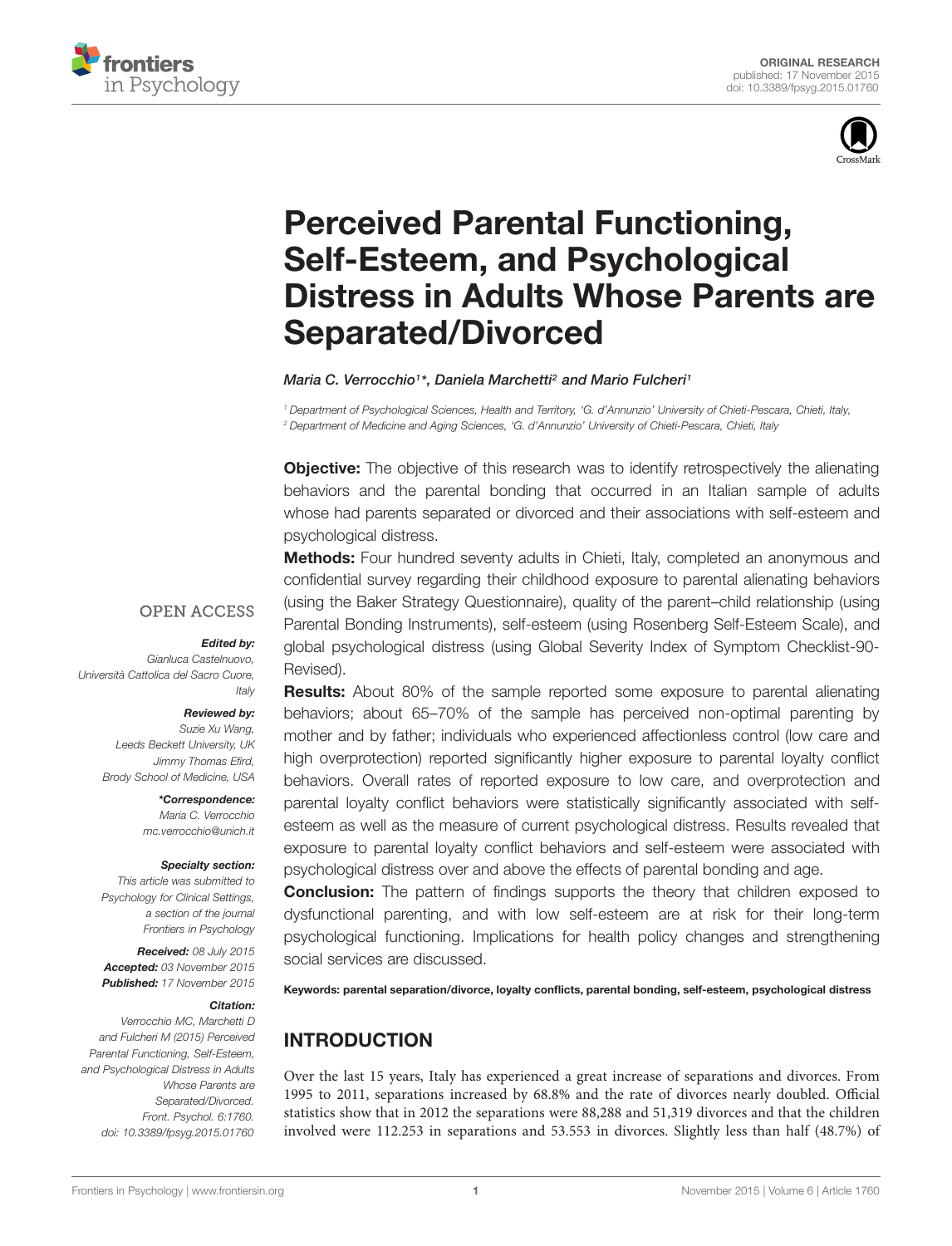ORIGINAL RESEARCH
published: 17 November 2015
doi: 10.3389/fpsyg.2015.01760

# Perceived Parental Functioning, Self-Esteem, and Psychological Distress in Adults Whose Parents are Separated/Divorced

*Maria C. Verrocchio[1]\*, Daniela Marchetti[2] and Mario Fulcheri[1]*

[1] Department of Psychological Sciences, Health and Territory, 'G. d'Annunzio' University of Chieti-Pescara, Chieti, Italy,
[2] Department of Medicine and Aging Sciences, 'G. d'Annunzio' University of Chieti-Pescara, Chieti, Italy

**Objective:** The objective of this research was to identify retrospectively the alienating behaviors and the parental bonding that occurred in an Italian sample of adults whose had parents separated or divorced and their associations with self-esteem and psychological distress.

**Methods:** Four hundred seventy adults in Chieti, Italy, completed an anonymous and confidential survey regarding their childhood exposure to parental alienating behaviors (using the Baker Strategy Questionnaire), quality of the parent–child relationship (using Parental Bonding Instruments), self-esteem (using Rosenberg Self-Esteem Scale), and global psychological distress (using Global Severity Index of Symptom Checklist-90-Revised).

**Results:** About 80% of the sample reported some exposure to parental alienating behaviors; about 65–70% of the sample has perceived non-optimal parenting by mother and by father; individuals who experienced affectionless control (low care and high overprotection) reported significantly higher exposure to parental loyalty conflict behaviors. Overall rates of reported exposure to low care, and overprotection and parental loyalty conflict behaviors were statistically significantly associated with self-esteem as well as the measure of current psychological distress. Results revealed that exposure to parental loyalty conflict behaviors and self-esteem were associated with psychological distress over and above the effects of parental bonding and age.

**Conclusion:** The pattern of findings supports the theory that children exposed to dysfunctional parenting, and with low self-esteem are at risk for their long-term psychological functioning. Implications for health policy changes and strengthening social services are discussed.

**Keywords: parental separation/divorce, loyalty conflicts, parental bonding, self-esteem, psychological distress**

OPEN ACCESS

***Edited by:***
*Gianluca Castelnuovo, Università Cattolica del Sacro Cuore, Italy*

***Reviewed by:***
*Suzie Xu Wang, Leeds Beckett University, UK*
*Jimmy Thomas Efird, Brody School of Medicine, USA*

***\*Correspondence:***
*Maria C. Verrocchio*
*mc.verrocchio@unich.it*

***Specialty section:***
*This article was submitted to Psychology for Clinical Settings, a section of the journal Frontiers in Psychology*

***Received:** 08 July 2015*
***Accepted:** 03 November 2015*
***Published:** 17 November 2015*

***Citation:***
*Verrocchio MC, Marchetti D and Fulcheri M (2015) Perceived Parental Functioning, Self-Esteem, and Psychological Distress in Adults Whose Parents are Separated/Divorced. Front. Psychol. 6:1760. doi: 10.3389/fpsyg.2015.01760*

## INTRODUCTION

Over the last 15 years, Italy has experienced a great increase of separations and divorces. From 1995 to 2011, separations increased by 68.8% and the rate of divorces nearly doubled. Official statistics show that in 2012 the separations were 88,288 and 51,319 divorces and that the children involved were 112.253 in separations and 53.553 in divorces. Slightly less than half (48.7%) of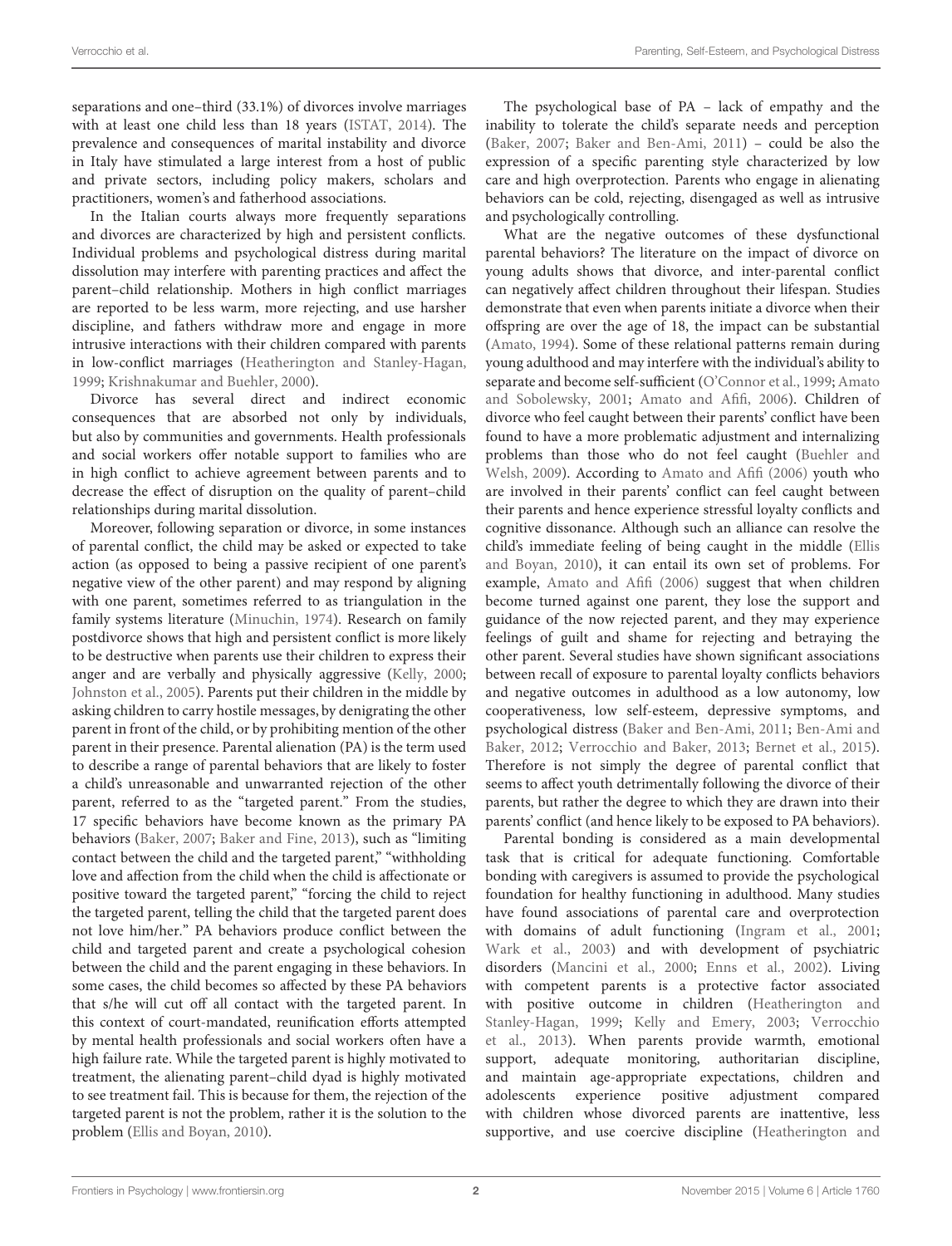separations and one–third (33.1%) of divorces involve marriages with at least one child less than 18 years (ISTAT, 2014). The prevalence and consequences of marital instability and divorce in Italy have stimulated a large interest from a host of public and private sectors, including policy makers, scholars and practitioners, women's and fatherhood associations.

In the Italian courts always more frequently separations and divorces are characterized by high and persistent conflicts. Individual problems and psychological distress during marital dissolution may interfere with parenting practices and affect the parent–child relationship. Mothers in high conflict marriages are reported to be less warm, more rejecting, and use harsher discipline, and fathers withdraw more and engage in more intrusive interactions with their children compared with parents in low-conflict marriages (Heatherington and Stanley-Hagan, 1999; Krishnakumar and Buehler, 2000).

Divorce has several direct and indirect economic consequences that are absorbed not only by individuals, but also by communities and governments. Health professionals and social workers offer notable support to families who are in high conflict to achieve agreement between parents and to decrease the effect of disruption on the quality of parent–child relationships during marital dissolution.

Moreover, following separation or divorce, in some instances of parental conflict, the child may be asked or expected to take action (as opposed to being a passive recipient of one parent's negative view of the other parent) and may respond by aligning with one parent, sometimes referred to as triangulation in the family systems literature (Minuchin, 1974). Research on family postdivorce shows that high and persistent conflict is more likely to be destructive when parents use their children to express their anger and are verbally and physically aggressive (Kelly, 2000; Johnston et al., 2005). Parents put their children in the middle by asking children to carry hostile messages, by denigrating the other parent in front of the child, or by prohibiting mention of the other parent in their presence. Parental alienation (PA) is the term used to describe a range of parental behaviors that are likely to foster a child's unreasonable and unwarranted rejection of the other parent, referred to as the "targeted parent." From the studies, 17 specific behaviors have become known as the primary PA behaviors (Baker, 2007; Baker and Fine, 2013), such as "limiting contact between the child and the targeted parent," "withholding love and affection from the child when the child is affectionate or positive toward the targeted parent," "forcing the child to reject the targeted parent, telling the child that the targeted parent does not love him/her." PA behaviors produce conflict between the child and targeted parent and create a psychological cohesion between the child and the parent engaging in these behaviors. In some cases, the child becomes so affected by these PA behaviors that s/he will cut off all contact with the targeted parent. In this context of court-mandated, reunification efforts attempted by mental health professionals and social workers often have a high failure rate. While the targeted parent is highly motivated to treatment, the alienating parent–child dyad is highly motivated to see treatment fail. This is because for them, the rejection of the targeted parent is not the problem, rather it is the solution to the problem (Ellis and Boyan, 2010).

The psychological base of PA – lack of empathy and the inability to tolerate the child's separate needs and perception (Baker, 2007; Baker and Ben-Ami, 2011) – could be also the expression of a specific parenting style characterized by low care and high overprotection. Parents who engage in alienating behaviors can be cold, rejecting, disengaged as well as intrusive and psychologically controlling.

What are the negative outcomes of these dysfunctional parental behaviors? The literature on the impact of divorce on young adults shows that divorce, and inter-parental conflict can negatively affect children throughout their lifespan. Studies demonstrate that even when parents initiate a divorce when their offspring are over the age of 18, the impact can be substantial (Amato, 1994). Some of these relational patterns remain during young adulthood and may interfere with the individual's ability to separate and become self-sufficient (O'Connor et al., 1999; Amato and Sobolewsky, 2001; Amato and Afifi, 2006). Children of divorce who feel caught between their parents' conflict have been found to have a more problematic adjustment and internalizing problems than those who do not feel caught (Buehler and Welsh, 2009). According to Amato and Afifi (2006) youth who are involved in their parents' conflict can feel caught between their parents and hence experience stressful loyalty conflicts and cognitive dissonance. Although such an alliance can resolve the child's immediate feeling of being caught in the middle (Ellis and Boyan, 2010), it can entail its own set of problems. For example, Amato and Afifi (2006) suggest that when children become turned against one parent, they lose the support and guidance of the now rejected parent, and they may experience feelings of guilt and shame for rejecting and betraying the other parent. Several studies have shown significant associations between recall of exposure to parental loyalty conflicts behaviors and negative outcomes in adulthood as a low autonomy, low cooperativeness, low self-esteem, depressive symptoms, and psychological distress (Baker and Ben-Ami, 2011; Ben-Ami and Baker, 2012; Verrocchio and Baker, 2013; Bernet et al., 2015). Therefore is not simply the degree of parental conflict that seems to affect youth detrimentally following the divorce of their parents, but rather the degree to which they are drawn into their parents' conflict (and hence likely to be exposed to PA behaviors).

Parental bonding is considered as a main developmental task that is critical for adequate functioning. Comfortable bonding with caregivers is assumed to provide the psychological foundation for healthy functioning in adulthood. Many studies have found associations of parental care and overprotection with domains of adult functioning (Ingram et al., 2001; Wark et al., 2003) and with development of psychiatric disorders (Mancini et al., 2000; Enns et al., 2002). Living with competent parents is a protective factor associated with positive outcome in children (Heatherington and Stanley-Hagan, 1999; Kelly and Emery, 2003; Verrocchio et al., 2013). When parents provide warmth, emotional support, adequate monitoring, authoritarian discipline, and maintain age-appropriate expectations, children and adolescents experience positive adjustment compared with children whose divorced parents are inattentive, less supportive, and use coercive discipline (Heatherington and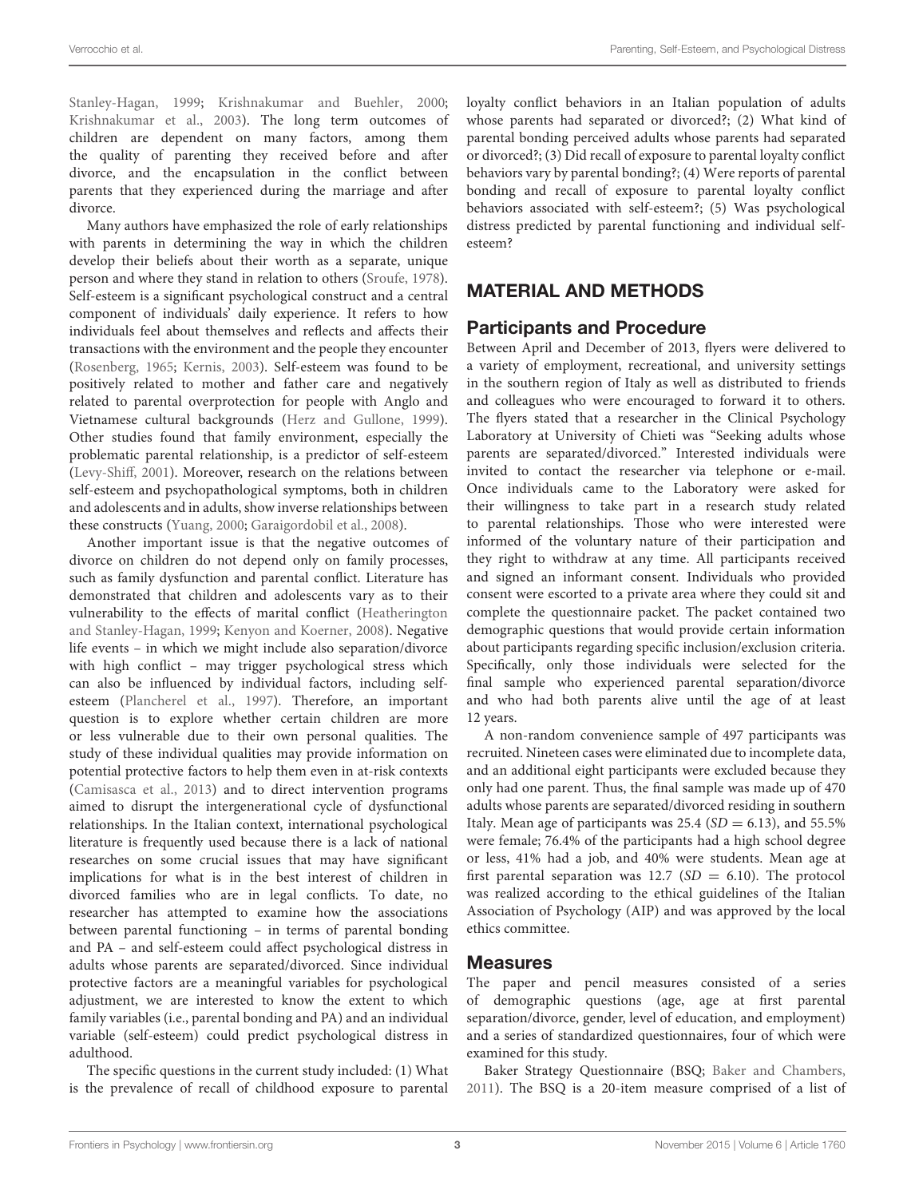Stanley-Hagan, 1999; Krishnakumar and Buehler, 2000; Krishnakumar et al., 2003). The long term outcomes of children are dependent on many factors, among them the quality of parenting they received before and after divorce, and the encapsulation in the conflict between parents that they experienced during the marriage and after divorce.

Many authors have emphasized the role of early relationships with parents in determining the way in which the children develop their beliefs about their worth as a separate, unique person and where they stand in relation to others (Sroufe, 1978). Self-esteem is a significant psychological construct and a central component of individuals' daily experience. It refers to how individuals feel about themselves and reflects and affects their transactions with the environment and the people they encounter (Rosenberg, 1965; Kernis, 2003). Self-esteem was found to be positively related to mother and father care and negatively related to parental overprotection for people with Anglo and Vietnamese cultural backgrounds (Herz and Gullone, 1999). Other studies found that family environment, especially the problematic parental relationship, is a predictor of self-esteem (Levy-Shiff, 2001). Moreover, research on the relations between self-esteem and psychopathological symptoms, both in children and adolescents and in adults, show inverse relationships between these constructs (Yuang, 2000; Garaigordobil et al., 2008).

Another important issue is that the negative outcomes of divorce on children do not depend only on family processes, such as family dysfunction and parental conflict. Literature has demonstrated that children and adolescents vary as to their vulnerability to the effects of marital conflict (Heatherington and Stanley-Hagan, 1999; Kenyon and Koerner, 2008). Negative life events – in which we might include also separation/divorce with high conflict – may trigger psychological stress which can also be influenced by individual factors, including self-esteem (Plancherel et al., 1997). Therefore, an important question is to explore whether certain children are more or less vulnerable due to their own personal qualities. The study of these individual qualities may provide information on potential protective factors to help them even in at-risk contexts (Camisasca et al., 2013) and to direct intervention programs aimed to disrupt the intergenerational cycle of dysfunctional relationships. In the Italian context, international psychological literature is frequently used because there is a lack of national researches on some crucial issues that may have significant implications for what is in the best interest of children in divorced families who are in legal conflicts. To date, no researcher has attempted to examine how the associations between parental functioning – in terms of parental bonding and PA – and self-esteem could affect psychological distress in adults whose parents are separated/divorced. Since individual protective factors are a meaningful variables for psychological adjustment, we are interested to know the extent to which family variables (i.e., parental bonding and PA) and an individual variable (self-esteem) could predict psychological distress in adulthood.

The specific questions in the current study included: (1) What is the prevalence of recall of childhood exposure to parental loyalty conflict behaviors in an Italian population of adults whose parents had separated or divorced?; (2) What kind of parental bonding perceived adults whose parents had separated or divorced?; (3) Did recall of exposure to parental loyalty conflict behaviors vary by parental bonding?; (4) Were reports of parental bonding and recall of exposure to parental loyalty conflict behaviors associated with self-esteem?; (5) Was psychological distress predicted by parental functioning and individual self-esteem?

## MATERIAL AND METHODS

### Participants and Procedure

Between April and December of 2013, flyers were delivered to a variety of employment, recreational, and university settings in the southern region of Italy as well as distributed to friends and colleagues who were encouraged to forward it to others. The flyers stated that a researcher in the Clinical Psychology Laboratory at University of Chieti was "Seeking adults whose parents are separated/divorced." Interested individuals were invited to contact the researcher via telephone or e-mail. Once individuals came to the Laboratory were asked for their willingness to take part in a research study related to parental relationships. Those who were interested were informed of the voluntary nature of their participation and they right to withdraw at any time. All participants received and signed an informant consent. Individuals who provided consent were escorted to a private area where they could sit and complete the questionnaire packet. The packet contained two demographic questions that would provide certain information about participants regarding specific inclusion/exclusion criteria. Specifically, only those individuals were selected for the final sample who experienced parental separation/divorce and who had both parents alive until the age of at least 12 years.

A non-random convenience sample of 497 participants was recruited. Nineteen cases were eliminated due to incomplete data, and an additional eight participants were excluded because they only had one parent. Thus, the final sample was made up of 470 adults whose parents are separated/divorced residing in southern Italy. Mean age of participants was 25.4 ($SD = 6.13$), and 55.5% were female; 76.4% of the participants had a high school degree or less, 41% had a job, and 40% were students. Mean age at first parental separation was 12.7 ($SD = 6.10$). The protocol was realized according to the ethical guidelines of the Italian Association of Psychology (AIP) and was approved by the local ethics committee.

### Measures

The paper and pencil measures consisted of a series of demographic questions (age, age at first parental separation/divorce, gender, level of education, and employment) and a series of standardized questionnaires, four of which were examined for this study.

Baker Strategy Questionnaire (BSQ; Baker and Chambers, 2011). The BSQ is a 20-item measure comprised of a list of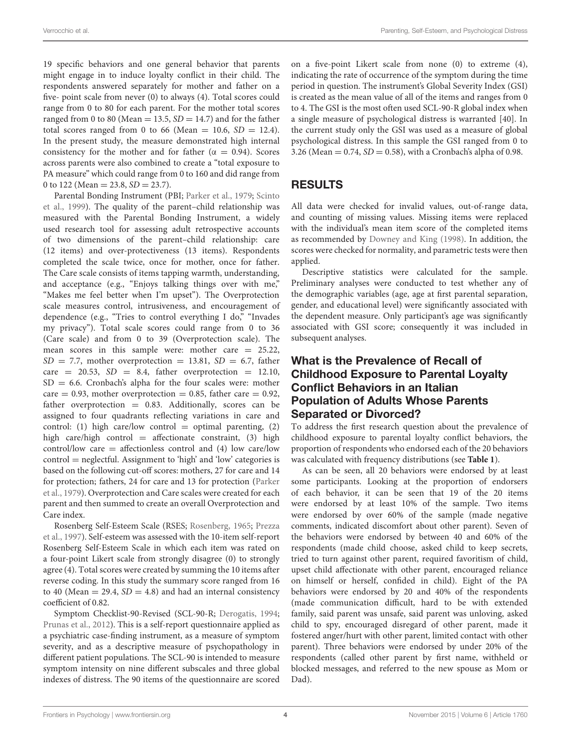19 specific behaviors and one general behavior that parents might engage in to induce loyalty conflict in their child. The respondents answered separately for mother and father on a five- point scale from never (0) to always (4). Total scores could range from 0 to 80 for each parent. For the mother total scores ranged from 0 to 80 (Mean = 13.5, *SD* = 14.7) and for the father total scores ranged from 0 to 66 (Mean = 10.6, *SD* = 12.4). In the present study, the measure demonstrated high internal consistency for the mother and for father (α = 0.94). Scores across parents were also combined to create a "total exposure to PA measure" which could range from 0 to 160 and did range from 0 to 122 (Mean = 23.8, *SD* = 23.7).

Parental Bonding Instrument (PBI; Parker et al., 1979; Scinto et al., 1999). The quality of the parent–child relationship was measured with the Parental Bonding Instrument, a widely used research tool for assessing adult retrospective accounts of two dimensions of the parent–child relationship: care (12 items) and over-protectiveness (13 items). Respondents completed the scale twice, once for mother, once for father. The Care scale consists of items tapping warmth, understanding, and acceptance (e.g., "Enjoys talking things over with me," "Makes me feel better when I'm upset"). The Overprotection scale measures control, intrusiveness, and encouragement of dependence (e.g., "Tries to control everything I do," "Invades my privacy"). Total scale scores could range from 0 to 36 (Care scale) and from 0 to 39 (Overprotection scale). The mean scores in this sample were: mother care = 25.22, *SD* = 7.7, mother overprotection = 13.81, *SD* = 6.7, father care = 20.53, *SD* = 8.4, father overprotection = 12.10, SD = 6.6. Cronbach's alpha for the four scales were: mother care = 0.93, mother overprotection = 0.85, father care = 0.92, father overprotection = 0.83. Additionally, scores can be assigned to four quadrants reflecting variations in care and control: (1) high care/low control = optimal parenting, (2) high care/high control = affectionate constraint, (3) high control/low care = affectionless control and (4) low care/low control = neglectful. Assignment to 'high' and 'low' categories is based on the following cut-off scores: mothers, 27 for care and 14 for protection; fathers, 24 for care and 13 for protection (Parker et al., 1979). Overprotection and Care scales were created for each parent and then summed to create an overall Overprotection and Care index.

Rosenberg Self-Esteem Scale (RSES; Rosenberg, 1965; Prezza et al., 1997). Self-esteem was assessed with the 10-item self-report Rosenberg Self-Esteem Scale in which each item was rated on a four-point Likert scale from strongly disagree (0) to strongly agree (4). Total scores were created by summing the 10 items after reverse coding. In this study the summary score ranged from 16 to 40 (Mean = 29.4, *SD* = 4.8) and had an internal consistency coefficient of 0.82.

Symptom Checklist-90-Revised (SCL-90-R; Derogatis, 1994; Prunas et al., 2012). This is a self-report questionnaire applied as a psychiatric case-finding instrument, as a measure of symptom severity, and as a descriptive measure of psychopathology in different patient populations. The SCL-90 is intended to measure symptom intensity on nine different subscales and three global indexes of distress. The 90 items of the questionnaire are scored on a five-point Likert scale from none (0) to extreme (4), indicating the rate of occurrence of the symptom during the time period in question. The instrument's Global Severity Index (GSI) is created as the mean value of all of the items and ranges from 0 to 4. The GSI is the most often used SCL-90-R global index when a single measure of psychological distress is warranted [40]. In the current study only the GSI was used as a measure of global psychological distress. In this sample the GSI ranged from 0 to 3.26 (Mean = 0.74, *SD* = 0.58), with a Cronbach's alpha of 0.98.

## RESULTS

All data were checked for invalid values, out-of-range data, and counting of missing values. Missing items were replaced with the individual's mean item score of the completed items as recommended by Downey and King (1998). In addition, the scores were checked for normality, and parametric tests were then applied.

Descriptive statistics were calculated for the sample. Preliminary analyses were conducted to test whether any of the demographic variables (age, age at first parental separation, gender, and educational level) were significantly associated with the dependent measure. Only participant's age was significantly associated with GSI score; consequently it was included in subsequent analyses.

### What is the Prevalence of Recall of Childhood Exposure to Parental Loyalty Conflict Behaviors in an Italian Population of Adults Whose Parents Separated or Divorced?

To address the first research question about the prevalence of childhood exposure to parental loyalty conflict behaviors, the proportion of respondents who endorsed each of the 20 behaviors was calculated with frequency distributions (see **Table 1**).

As can be seen, all 20 behaviors were endorsed by at least some participants. Looking at the proportion of endorsers of each behavior, it can be seen that 19 of the 20 items were endorsed by at least 10% of the sample. Two items were endorsed by over 60% of the sample (made negative comments, indicated discomfort about other parent). Seven of the behaviors were endorsed by between 40 and 60% of the respondents (made child choose, asked child to keep secrets, tried to turn against other parent, required favoritism of child, upset child affectionate with other parent, encouraged reliance on himself or herself, confided in child). Eight of the PA behaviors were endorsed by 20 and 40% of the respondents (made communication difficult, hard to be with extended family, said parent was unsafe, said parent was unloving, asked child to spy, encouraged disregard of other parent, made it fostered anger/hurt with other parent, limited contact with other parent). Three behaviors were endorsed by under 20% of the respondents (called other parent by first name, withheld or blocked messages, and referred to the new spouse as Mom or Dad).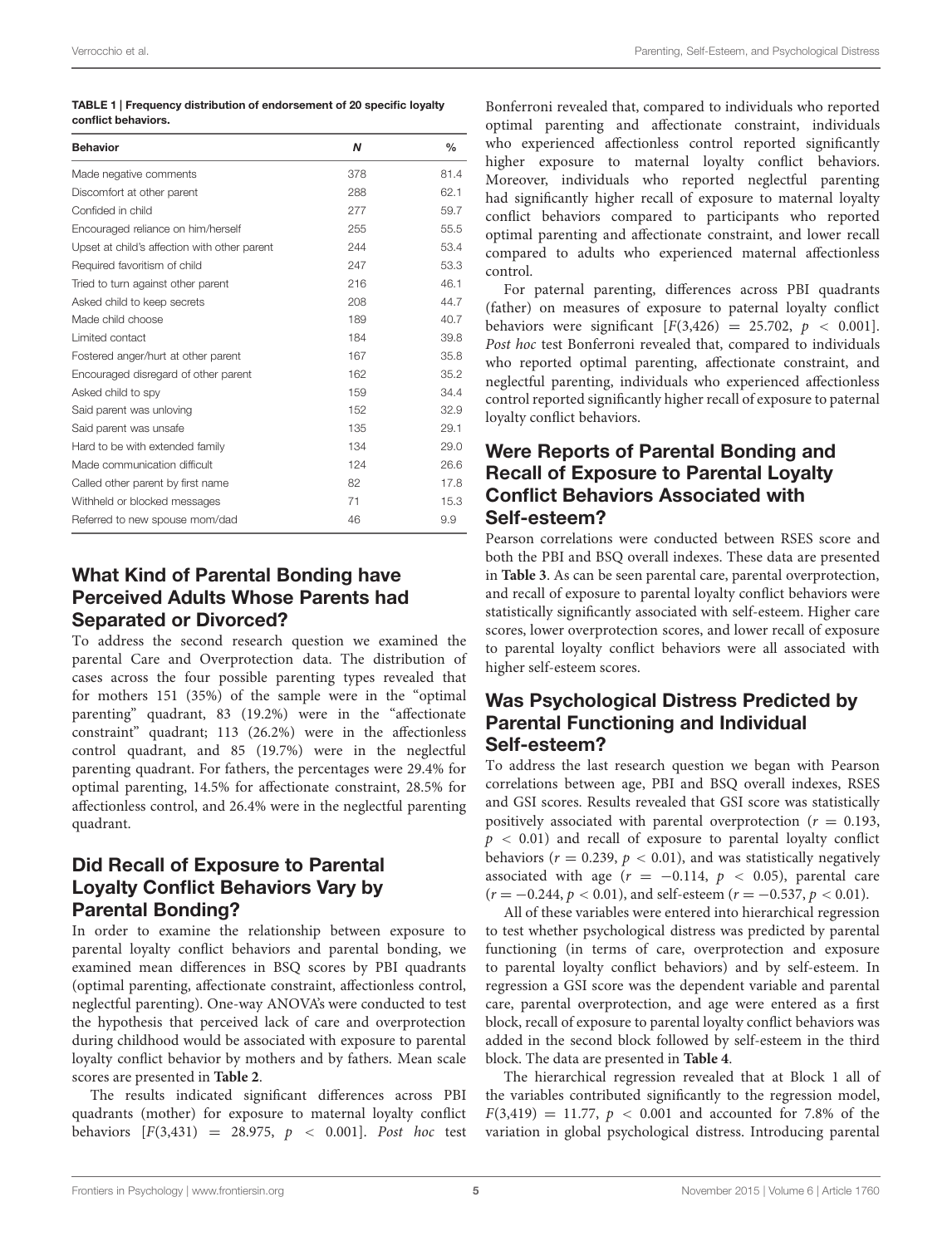**TABLE 1 | Frequency distribution of endorsement of 20 specific loyalty conflict behaviors.**

| Behavior | *N* | % |
|---|---|---|
| Made negative comments | 378 | 81.4 |
| Discomfort at other parent | 288 | 62.1 |
| Confided in child | 277 | 59.7 |
| Encouraged reliance on him/herself | 255 | 55.5 |
| Upset at child's affection with other parent | 244 | 53.4 |
| Required favoritism of child | 247 | 53.3 |
| Tried to turn against other parent | 216 | 46.1 |
| Asked child to keep secrets | 208 | 44.7 |
| Made child choose | 189 | 40.7 |
| Limited contact | 184 | 39.8 |
| Fostered anger/hurt at other parent | 167 | 35.8 |
| Encouraged disregard of other parent | 162 | 35.2 |
| Asked child to spy | 159 | 34.4 |
| Said parent was unloving | 152 | 32.9 |
| Said parent was unsafe | 135 | 29.1 |
| Hard to be with extended family | 134 | 29.0 |
| Made communication difficult | 124 | 26.6 |
| Called other parent by first name | 82 | 17.8 |
| Withheld or blocked messages | 71 | 15.3 |
| Referred to new spouse mom/dad | 46 | 9.9 |

## What Kind of Parental Bonding have Perceived Adults Whose Parents had Separated or Divorced?

To address the second research question we examined the parental Care and Overprotection data. The distribution of cases across the four possible parenting types revealed that for mothers 151 (35%) of the sample were in the "optimal parenting" quadrant, 83 (19.2%) were in the "affectionate constraint" quadrant; 113 (26.2%) were in the affectionless control quadrant, and 85 (19.7%) were in the neglectful parenting quadrant. For fathers, the percentages were 29.4% for optimal parenting, 14.5% for affectionate constraint, 28.5% for affectionless control, and 26.4% were in the neglectful parenting quadrant.

## Did Recall of Exposure to Parental Loyalty Conflict Behaviors Vary by Parental Bonding?

In order to examine the relationship between exposure to parental loyalty conflict behaviors and parental bonding, we examined mean differences in BSQ scores by PBI quadrants (optimal parenting, affectionate constraint, affectionless control, neglectful parenting). One-way ANOVA's were conducted to test the hypothesis that perceived lack of care and overprotection during childhood would be associated with exposure to parental loyalty conflict behavior by mothers and by fathers. Mean scale scores are presented in **Table 2**.

The results indicated significant differences across PBI quadrants (mother) for exposure to maternal loyalty conflict behaviors [$F(3,431) = 28.975$, $p < 0.001$]. *Post hoc* test Bonferroni revealed that, compared to individuals who reported optimal parenting and affectionate constraint, individuals who experienced affectionless control reported significantly higher exposure to maternal loyalty conflict behaviors. Moreover, individuals who reported neglectful parenting had significantly higher recall of exposure to maternal loyalty conflict behaviors compared to participants who reported optimal parenting and affectionate constraint, and lower recall compared to adults who experienced maternal affectionless control.

For paternal parenting, differences across PBI quadrants (father) on measures of exposure to paternal loyalty conflict behaviors were significant [$F(3,426) = 25.702$, $p < 0.001$]. *Post hoc* test Bonferroni revealed that, compared to individuals who reported optimal parenting, affectionate constraint, and neglectful parenting, individuals who experienced affectionless control reported significantly higher recall of exposure to paternal loyalty conflict behaviors.

## Were Reports of Parental Bonding and Recall of Exposure to Parental Loyalty Conflict Behaviors Associated with Self-esteem?

Pearson correlations were conducted between RSES score and both the PBI and BSQ overall indexes. These data are presented in **Table 3**. As can be seen parental care, parental overprotection, and recall of exposure to parental loyalty conflict behaviors were statistically significantly associated with self-esteem. Higher care scores, lower overprotection scores, and lower recall of exposure to parental loyalty conflict behaviors were all associated with higher self-esteem scores.

## Was Psychological Distress Predicted by Parental Functioning and Individual Self-esteem?

To address the last research question we began with Pearson correlations between age, PBI and BSQ overall indexes, RSES and GSI scores. Results revealed that GSI score was statistically positively associated with parental overprotection ($r = 0.193$, $p < 0.01$) and recall of exposure to parental loyalty conflict behaviors ($r = 0.239$, $p < 0.01$), and was statistically negatively associated with age ($r = -0.114$, $p < 0.05$), parental care ($r = -0.244$, $p < 0.01$), and self-esteem ($r = -0.537$, $p < 0.01$).

All of these variables were entered into hierarchical regression to test whether psychological distress was predicted by parental functioning (in terms of care, overprotection and exposure to parental loyalty conflict behaviors) and by self-esteem. In regression a GSI score was the dependent variable and parental care, parental overprotection, and age were entered as a first block, recall of exposure to parental loyalty conflict behaviors was added in the second block followed by self-esteem in the third block. The data are presented in **Table 4**.

The hierarchical regression revealed that at Block 1 all of the variables contributed significantly to the regression model, $F(3,419) = 11.77$, $p < 0.001$ and accounted for 7.8% of the variation in global psychological distress. Introducing parental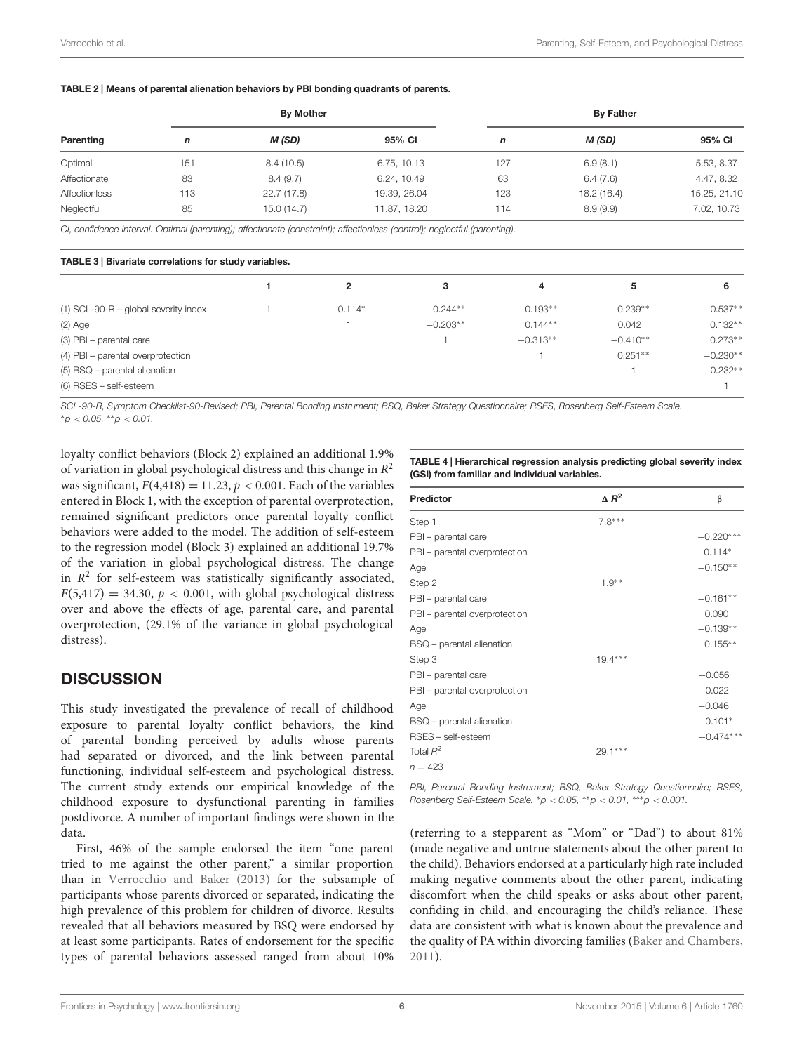**TABLE 2 | Means of parental alienation behaviors by PBI bonding quadrants of parents.**

| Parenting | By Mother | | | By Father | | |
|---|---|---|---|---|---|---|
| | *n* | *M (SD)* | 95% CI | *n* | *M (SD)* | 95% CI |
| Optimal | 151 | 8.4 (10.5) | 6.75, 10.13 | 127 | 6.9 (8.1) | 5.53, 8.37 |
| Affectionate | 83 | 8.4 (9.7) | 6.24, 10.49 | 63 | 6.4 (7.6) | 4.47, 8.32 |
| Affectionless | 113 | 22.7 (17.8) | 19.39, 26.04 | 123 | 18.2 (16.4) | 15.25, 21.10 |
| Neglectful | 85 | 15.0 (14.7) | 11.87, 18.20 | 114 | 8.9 (9.9) | 7.02, 10.73 |

*CI, confidence interval. Optimal (parenting); affectionate (constraint); affectionless (control); neglectful (parenting).*

**TABLE 3 | Bivariate correlations for study variables.**

| | 1 | 2 | 3 | 4 | 5 | 6 |
|---|---|---|---|---|---|---|
| (1) SCL-90-R – global severity index | 1 | −0.114* | −0.244** | 0.193** | 0.239** | −0.537** |
| (2) Age | | 1 | −0.203** | 0.144** | 0.042 | 0.132** |
| (3) PBI – parental care | | | 1 | −0.313** | −0.410** | 0.273** |
| (4) PBI – parental overprotection | | | | 1 | 0.251** | −0.230** |
| (5) BSQ – parental alienation | | | | | 1 | −0.232** |
| (6) RSES – self-esteem | | | | | | 1 |

*SCL-90-R, Symptom Checklist-90-Revised; PBI, Parental Bonding Instrument; BSQ, Baker Strategy Questionnaire; RSES, Rosenberg Self-Esteem Scale.*
*\*p < 0.05. \*\*p < 0.01.*

loyalty conflict behaviors (Block 2) explained an additional 1.9% of variation in global psychological distress and this change in $R^2$ was significant, $F(4,418) = 11.23$, $p < 0.001$. Each of the variables entered in Block 1, with the exception of parental overprotection, remained significant predictors once parental loyalty conflict behaviors were added to the model. The addition of self-esteem to the regression model (Block 3) explained an additional 19.7% of the variation in global psychological distress. The change in $R^2$ for self-esteem was statistically significantly associated, $F(5,417) = 34.30$, $p < 0.001$, with global psychological distress over and above the effects of age, parental care, and parental overprotection, (29.1% of the variance in global psychological distress).

**TABLE 4 | Hierarchical regression analysis predicting global severity index (GSI) from familiar and individual variables.**

| Predictor | $\Delta R^2$ | β |
|---|---|---|
| Step 1 | 7.8*** | |
| PBI – parental care | | −0.220*** |
| PBI – parental overprotection | | 0.114* |
| Age | | −0.150** |
| Step 2 | 1.9** | |
| PBI – parental care | | −0.161** |
| PBI – parental overprotection | | 0.090 |
| Age | | −0.139** |
| BSQ – parental alienation | | 0.155** |
| Step 3 | 19.4*** | |
| PBI – parental care | | −0.056 |
| PBI – parental overprotection | | 0.022 |
| Age | | −0.046 |
| BSQ – parental alienation | | 0.101* |
| RSES – self-esteem | | −0.474*** |
| Total $R^2$ | 29.1*** | |
| $n = 423$ | | |

*PBI, Parental Bonding Instrument; BSQ, Baker Strategy Questionnaire; RSES, Rosenberg Self-Esteem Scale. \*p < 0.05, \*\*p < 0.01, \*\*\*p < 0.001.*

## DISCUSSION

This study investigated the prevalence of recall of childhood exposure to parental loyalty conflict behaviors, the kind of parental bonding perceived by adults whose parents had separated or divorced, and the link between parental functioning, individual self-esteem and psychological distress. The current study extends our empirical knowledge of the childhood exposure to dysfunctional parenting in families postdivorce. A number of important findings were shown in the data.

First, 46% of the sample endorsed the item "one parent tried to me against the other parent," a similar proportion than in Verrocchio and Baker (2013) for the subsample of participants whose parents divorced or separated, indicating the high prevalence of this problem for children of divorce. Results revealed that all behaviors measured by BSQ were endorsed by at least some participants. Rates of endorsement for the specific types of parental behaviors assessed ranged from about 10% (referring to a stepparent as "Mom" or "Dad") to about 81% (made negative and untrue statements about the other parent to the child). Behaviors endorsed at a particularly high rate included making negative comments about the other parent, indicating discomfort when the child speaks or asks about other parent, confiding in child, and encouraging the child's reliance. These data are consistent with what is known about the prevalence and the quality of PA within divorcing families (Baker and Chambers, 2011).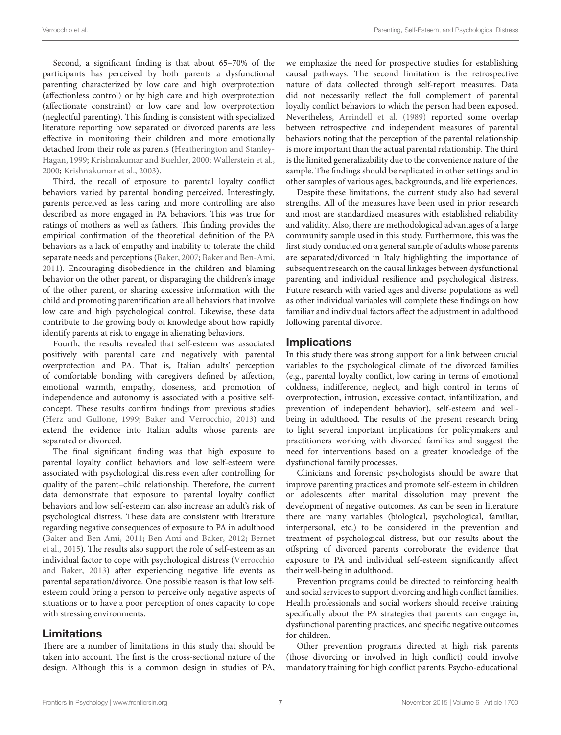Second, a significant finding is that about 65–70% of the participants has perceived by both parents a dysfunctional parenting characterized by low care and high overprotection (affectionless control) or by high care and high overprotection (affectionate constraint) or low care and low overprotection (neglectful parenting). This finding is consistent with specialized literature reporting how separated or divorced parents are less effective in monitoring their children and more emotionally detached from their role as parents (Heatherington and Stanley-Hagan, 1999; Krishnakumar and Buehler, 2000; Wallerstein et al., 2000; Krishnakumar et al., 2003).

Third, the recall of exposure to parental loyalty conflict behaviors varied by parental bonding perceived. Interestingly, parents perceived as less caring and more controlling are also described as more engaged in PA behaviors. This was true for ratings of mothers as well as fathers. This finding provides the empirical confirmation of the theoretical definition of the PA behaviors as a lack of empathy and inability to tolerate the child separate needs and perceptions (Baker, 2007; Baker and Ben-Ami, 2011). Encouraging disobedience in the children and blaming behavior on the other parent, or disparaging the children's image of the other parent, or sharing excessive information with the child and promoting parentification are all behaviors that involve low care and high psychological control. Likewise, these data contribute to the growing body of knowledge about how rapidly identify parents at risk to engage in alienating behaviors.

Fourth, the results revealed that self-esteem was associated positively with parental care and negatively with parental overprotection and PA. That is, Italian adults' perception of comfortable bonding with caregivers defined by affection, emotional warmth, empathy, closeness, and promotion of independence and autonomy is associated with a positive self-concept. These results confirm findings from previous studies (Herz and Gullone, 1999; Baker and Verrocchio, 2013) and extend the evidence into Italian adults whose parents are separated or divorced.

The final significant finding was that high exposure to parental loyalty conflict behaviors and low self-esteem were associated with psychological distress even after controlling for quality of the parent–child relationship. Therefore, the current data demonstrate that exposure to parental loyalty conflict behaviors and low self-esteem can also increase an adult's risk of psychological distress. These data are consistent with literature regarding negative consequences of exposure to PA in adulthood (Baker and Ben-Ami, 2011; Ben-Ami and Baker, 2012; Bernet et al., 2015). The results also support the role of self-esteem as an individual factor to cope with psychological distress (Verrocchio and Baker, 2013) after experiencing negative life events as parental separation/divorce. One possible reason is that low self-esteem could bring a person to perceive only negative aspects of situations or to have a poor perception of one's capacity to cope with stressing environments.

## Limitations

There are a number of limitations in this study that should be taken into account. The first is the cross-sectional nature of the design. Although this is a common design in studies of PA, we emphasize the need for prospective studies for establishing causal pathways. The second limitation is the retrospective nature of data collected through self-report measures. Data did not necessarily reflect the full complement of parental loyalty conflict behaviors to which the person had been exposed. Nevertheless, Arrindell et al. (1989) reported some overlap between retrospective and independent measures of parental behaviors noting that the perception of the parental relationship is more important than the actual parental relationship. The third is the limited generalizability due to the convenience nature of the sample. The findings should be replicated in other settings and in other samples of various ages, backgrounds, and life experiences.

Despite these limitations, the current study also had several strengths. All of the measures have been used in prior research and most are standardized measures with established reliability and validity. Also, there are methodological advantages of a large community sample used in this study. Furthermore, this was the first study conducted on a general sample of adults whose parents are separated/divorced in Italy highlighting the importance of subsequent research on the causal linkages between dysfunctional parenting and individual resilience and psychological distress. Future research with varied ages and diverse populations as well as other individual variables will complete these findings on how familiar and individual factors affect the adjustment in adulthood following parental divorce.

## Implications

In this study there was strong support for a link between crucial variables to the psychological climate of the divorced families (e.g., parental loyalty conflict, low caring in terms of emotional coldness, indifference, neglect, and high control in terms of overprotection, intrusion, excessive contact, infantilization, and prevention of independent behavior), self-esteem and well-being in adulthood. The results of the present research bring to light several important implications for policymakers and practitioners working with divorced families and suggest the need for interventions based on a greater knowledge of the dysfunctional family processes.

Clinicians and forensic psychologists should be aware that improve parenting practices and promote self-esteem in children or adolescents after marital dissolution may prevent the development of negative outcomes. As can be seen in literature there are many variables (biological, psychological, familiar, interpersonal, etc.) to be considered in the prevention and treatment of psychological distress, but our results about the offspring of divorced parents corroborate the evidence that exposure to PA and individual self-esteem significantly affect their well-being in adulthood.

Prevention programs could be directed to reinforcing health and social services to support divorcing and high conflict families. Health professionals and social workers should receive training specifically about the PA strategies that parents can engage in, dysfunctional parenting practices, and specific negative outcomes for children.

Other prevention programs directed at high risk parents (those divorcing or involved in high conflict) could involve mandatory training for high conflict parents. Psycho-educational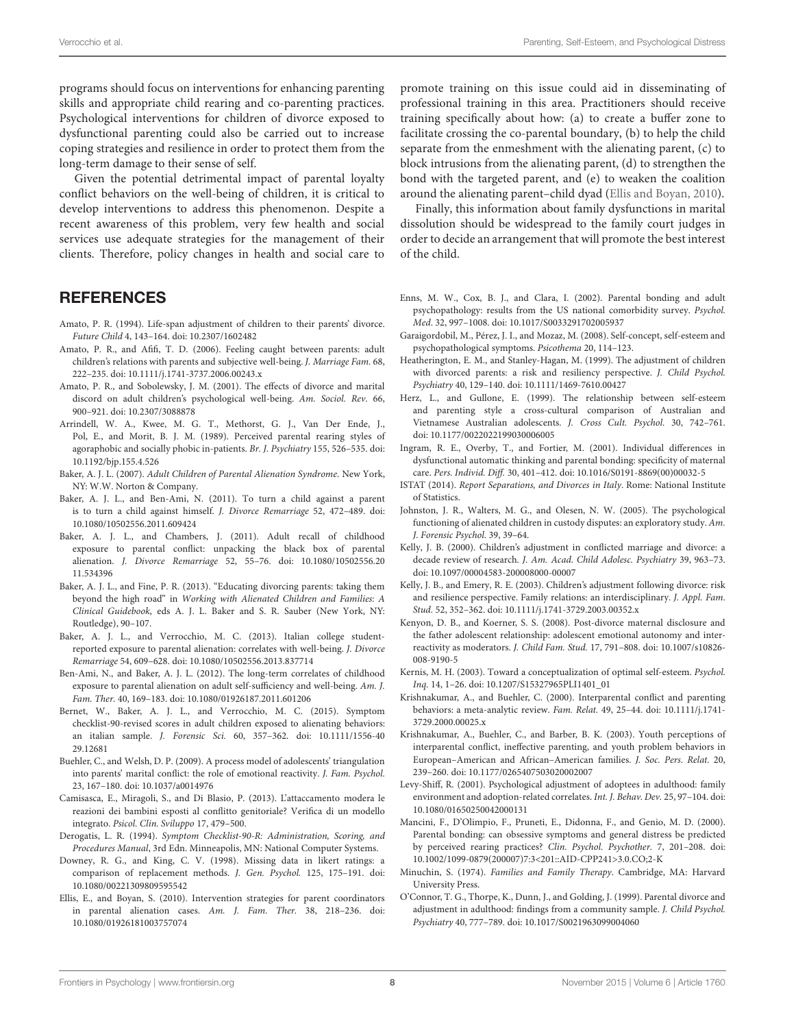programs should focus on interventions for enhancing parenting skills and appropriate child rearing and co-parenting practices. Psychological interventions for children of divorce exposed to dysfunctional parenting could also be carried out to increase coping strategies and resilience in order to protect them from the long-term damage to their sense of self.

Given the potential detrimental impact of parental loyalty conflict behaviors on the well-being of children, it is critical to develop interventions to address this phenomenon. Despite a recent awareness of this problem, very few health and social services use adequate strategies for the management of their clients. Therefore, policy changes in health and social care to promote training on this issue could aid in disseminating of professional training in this area. Practitioners should receive training specifically about how: (a) to create a buffer zone to facilitate crossing the co-parental boundary, (b) to help the child separate from the enmeshment with the alienating parent, (c) to block intrusions from the alienating parent, (d) to strengthen the bond with the targeted parent, and (e) to weaken the coalition around the alienating parent–child dyad (Ellis and Boyan, 2010).

Finally, this information about family dysfunctions in marital dissolution should be widespread to the family court judges in order to decide an arrangement that will promote the best interest of the child.

## REFERENCES

Amato, P. R. (1994). Life-span adjustment of children to their parents' divorce. *Future Child* 4, 143–164. doi: 10.2307/1602482

Amato, P. R., and Afifi, T. D. (2006). Feeling caught between parents: adult children's relations with parents and subjective well-being. *J. Marriage Fam.* 68, 222–235. doi: 10.1111/j.1741-3737.2006.00243.x

Amato, P. R., and Sobolewsky, J. M. (2001). The effects of divorce and marital discord on adult children's psychological well-being. *Am. Sociol. Rev.* 66, 900–921. doi: 10.2307/3088878

Arrindell, W. A., Kwee, M. G. T., Methorst, G. J., Van Der Ende, J., Pol, E., and Morit, B. J. M. (1989). Perceived parental rearing styles of agoraphobic and socially phobic in-patients. *Br. J. Psychiatry* 155, 526–535. doi: 10.1192/bjp.155.4.526

Baker, A. J. L. (2007). *Adult Children of Parental Alienation Syndrome*. New York, NY: W.W. Norton & Company.

Baker, A. J. L., and Ben-Ami, N. (2011). To turn a child against a parent is to turn a child against himself. *J. Divorce Remarriage* 52, 472–489. doi: 10.1080/10502556.2011.609424

Baker, A. J. L., and Chambers, J. (2011). Adult recall of childhood exposure to parental conflict: unpacking the black box of parental alienation. *J. Divorce Remarriage* 52, 55–76. doi: 10.1080/10502556.2011.534396

Baker, A. J. L., and Fine, P. R. (2013). "Educating divorcing parents: taking them beyond the high road" in *Working with Alienated Children and Families: A Clinical Guidebook*, eds A. J. L. Baker and S. R. Sauber (New York, NY: Routledge), 90–107.

Baker, A. J. L., and Verrocchio, M. C. (2013). Italian college student-reported exposure to parental alienation: correlates with well-being. *J. Divorce Remarriage* 54, 609–628. doi: 10.1080/10502556.2013.837714

Ben-Ami, N., and Baker, A. J. L. (2012). The long-term correlates of childhood exposure to parental alienation on adult self-sufficiency and well-being. *Am. J. Fam. Ther.* 40, 169–183. doi: 10.1080/01926187.2011.601206

Bernet, W., Baker, A. J. L., and Verrocchio, M. C. (2015). Symptom checklist-90-revised scores in adult children exposed to alienating behaviors: an italian sample. *J. Forensic Sci.* 60, 357–362. doi: 10.1111/1556-4029.12681

Buehler, C., and Welsh, D. P. (2009). A process model of adolescents' triangulation into parents' marital conflict: the role of emotional reactivity. *J. Fam. Psychol.* 23, 167–180. doi: 10.1037/a0014976

Camisasca, E., Miragoli, S., and Di Blasio, P. (2013). L'attaccamento modera le reazioni dei bambini esposti al conflitto genitoriale? Verifica di un modello integrato. *Psicol. Clin. Sviluppo* 17, 479–500.

Derogatis, L. R. (1994). *Symptom Checklist-90-R: Administration, Scoring, and Procedures Manual*, 3rd Edn. Minneapolis, MN: National Computer Systems.

Downey, R. G., and King, C. V. (1998). Missing data in likert ratings: a comparison of replacement methods. *J. Gen. Psychol.* 125, 175–191. doi: 10.1080/00221309809595542

Ellis, E., and Boyan, S. (2010). Intervention strategies for parent coordinators in parental alienation cases. *Am. J. Fam. Ther.* 38, 218–236. doi: 10.1080/01926181003757074

Enns, M. W., Cox, B. J., and Clara, I. (2002). Parental bonding and adult psychopathology: results from the US national comorbidity survey. *Psychol. Med.* 32, 997–1008. doi: 10.1017/S0033291702005937

Garaigordobil, M., Pérez, J. I., and Mozaz, M. (2008). Self-concept, self-esteem and psychopathological symptoms. *Psicothema* 20, 114–123.

Heatherington, E. M., and Stanley-Hagan, M. (1999). The adjustment of children with divorced parents: a risk and resiliency perspective. *J. Child Psychol. Psychiatry* 40, 129–140. doi: 10.1111/1469-7610.00427

Herz, L., and Gullone, E. (1999). The relationship between self-esteem and parenting style a cross-cultural comparison of Australian and Vietnamese Australian adolescents. *J. Cross Cult. Psychol.* 30, 742–761. doi: 10.1177/0022022199030006005

Ingram, R. E., Overby, T., and Fortier, M. (2001). Individual differences in dysfunctional automatic thinking and parental bonding: specificity of maternal care. *Pers. Individ. Diff.* 30, 401–412. doi: 10.1016/S0191-8869(00)00032-5

ISTAT (2014). *Report Separations, and Divorces in Italy*. Rome: National Institute of Statistics.

Johnston, J. R., Walters, M. G., and Olesen, N. W. (2005). The psychological functioning of alienated children in custody disputes: an exploratory study. *Am. J. Forensic Psychol.* 39, 39–64.

Kelly, J. B. (2000). Children's adjustment in conflicted marriage and divorce: a decade review of research. *J. Am. Acad. Child Adolesc. Psychiatry* 39, 963–73. doi: 10.1097/00004583-200008000-00007

Kelly, J. B., and Emery, R. E. (2003). Children's adjustment following divorce: risk and resilience perspective. Family relations: an interdisciplinary. *J. Appl. Fam. Stud.* 52, 352–362. doi: 10.1111/j.1741-3729.2003.00352.x

Kenyon, D. B., and Koerner, S. S. (2008). Post-divorce maternal disclosure and the father adolescent relationship: adolescent emotional autonomy and inter-reactivity as moderators. *J. Child Fam. Stud.* 17, 791–808. doi: 10.1007/s10826-008-9190-5

Kernis, M. H. (2003). Toward a conceptualization of optimal self-esteem. *Psychol. Inq.* 14, 1–26. doi: 10.1207/S15327965PLI1401_01

Krishnakumar, A., and Buehler, C. (2000). Interparental conflict and parenting behaviors: a meta-analytic review. *Fam. Relat.* 49, 25–44. doi: 10.1111/j.1741-3729.2000.00025.x

Krishnakumar, A., Buehler, C., and Barber, B. K. (2003). Youth perceptions of interparental conflict, ineffective parenting, and youth problem behaviors in European–American and African–American families. *J. Soc. Pers. Relat.* 20, 239–260. doi: 10.1177/0265407503020002007

Levy-Shiff, R. (2001). Psychological adjustment of adoptees in adulthood: family environment and adoption-related correlates. *Int. J. Behav. Dev.* 25, 97–104. doi: 10.1080/01650250042000131

Mancini, F., D'Olimpio, F., Pruneti, E., Didonna, F., and Genio, M. D. (2000). Parental bonding: can obsessive symptoms and general distress be predicted by perceived rearing practices? *Clin. Psychol. Psychother.* 7, 201–208. doi: 10.1002/1099-0879(200007)7:3<201::AID-CPP241>3.0.CO;2-K

Minuchin, S. (1974). *Families and Family Therapy*. Cambridge, MA: Harvard University Press.

O'Connor, T. G., Thorpe, K., Dunn, J., and Golding, J. (1999). Parental divorce and adjustment in adulthood: findings from a community sample. *J. Child Psychol. Psychiatry* 40, 777–789. doi: 10.1017/S0021963099004060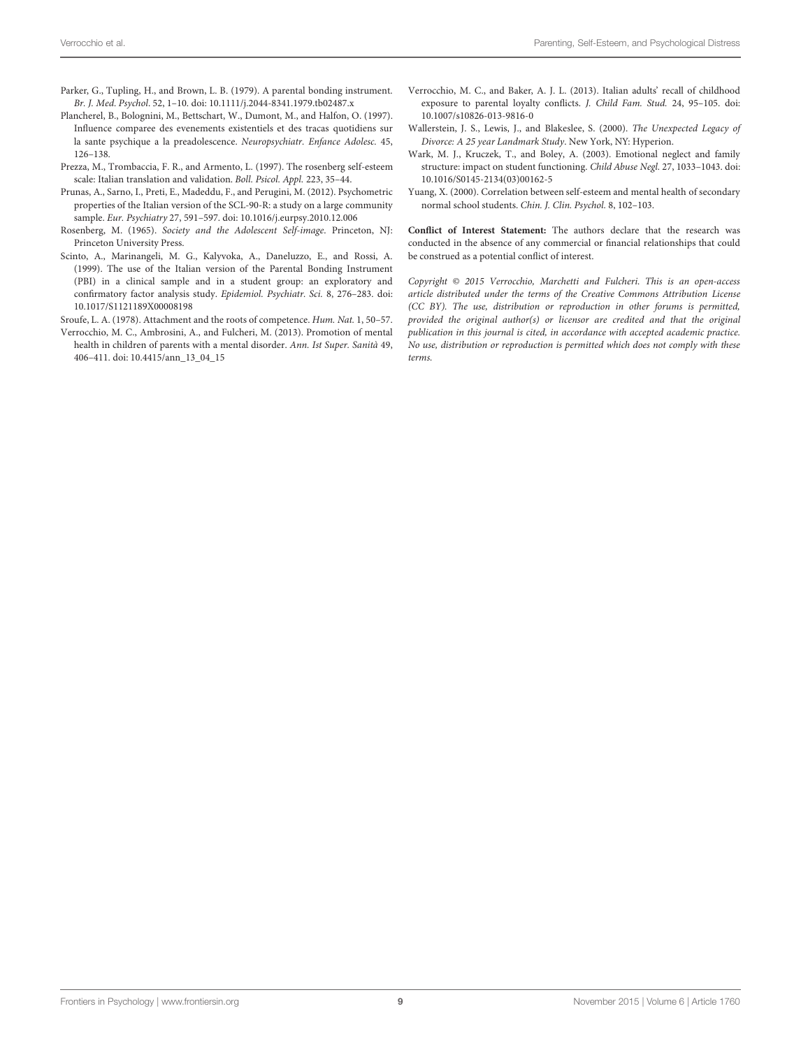Parker, G., Tupling, H., and Brown, L. B. (1979). A parental bonding instrument. *Br. J. Med. Psychol*. 52, 1–10. doi: 10.1111/j.2044-8341.1979.tb02487.x

Plancherel, B., Bolognini, M., Bettschart, W., Dumont, M., and Halfon, O. (1997). Influence comparee des evenements existentiels et des tracas quotidiens sur la sante psychique a la preadolescence. *Neuropsychiatr. Enfance Adolesc.* 45, 126–138.

Prezza, M., Trombaccia, F. R., and Armento, L. (1997). The rosenberg self-esteem scale: Italian translation and validation. *Boll. Psicol. Appl.* 223, 35–44.

Prunas, A., Sarno, I., Preti, E., Madeddu, F., and Perugini, M. (2012). Psychometric properties of the Italian version of the SCL-90-R: a study on a large community sample. *Eur. Psychiatry* 27, 591–597. doi: 10.1016/j.eurpsy.2010.12.006

Rosenberg, M. (1965). *Society and the Adolescent Self-image*. Princeton, NJ: Princeton University Press.

Scinto, A., Marinangeli, M. G., Kalyvoka, A., Daneluzzo, E., and Rossi, A. (1999). The use of the Italian version of the Parental Bonding Instrument (PBI) in a clinical sample and in a student group: an exploratory and confirmatory factor analysis study. *Epidemiol. Psychiatr. Sci.* 8, 276–283. doi: 10.1017/S1121189X00008198

Sroufe, L. A. (1978). Attachment and the roots of competence. *Hum. Nat.* 1, 50–57.

Verrocchio, M. C., Ambrosini, A., and Fulcheri, M. (2013). Promotion of mental health in children of parents with a mental disorder. *Ann. Ist Super. Sanità* 49, 406–411. doi: 10.4415/ann_13_04_15

Verrocchio, M. C., and Baker, A. J. L. (2013). Italian adults' recall of childhood exposure to parental loyalty conflicts. *J. Child Fam. Stud.* 24, 95–105. doi: 10.1007/s10826-013-9816-0

Wallerstein, J. S., Lewis, J., and Blakeslee, S. (2000). *The Unexpected Legacy of Divorce: A 25 year Landmark Study*. New York, NY: Hyperion.

Wark, M. J., Kruczek, T., and Boley, A. (2003). Emotional neglect and family structure: impact on student functioning. *Child Abuse Negl.* 27, 1033–1043. doi: 10.1016/S0145-2134(03)00162-5

Yuang, X. (2000). Correlation between self-esteem and mental health of secondary normal school students. *Chin. J. Clin. Psychol.* 8, 102–103.

**Conflict of Interest Statement:** The authors declare that the research was conducted in the absence of any commercial or financial relationships that could be construed as a potential conflict of interest.

*Copyright © 2015 Verrocchio, Marchetti and Fulcheri. This is an open-access article distributed under the terms of the Creative Commons Attribution License (CC BY). The use, distribution or reproduction in other forums is permitted, provided the original author(s) or licensor are credited and that the original publication in this journal is cited, in accordance with accepted academic practice. No use, distribution or reproduction is permitted which does not comply with these terms.*